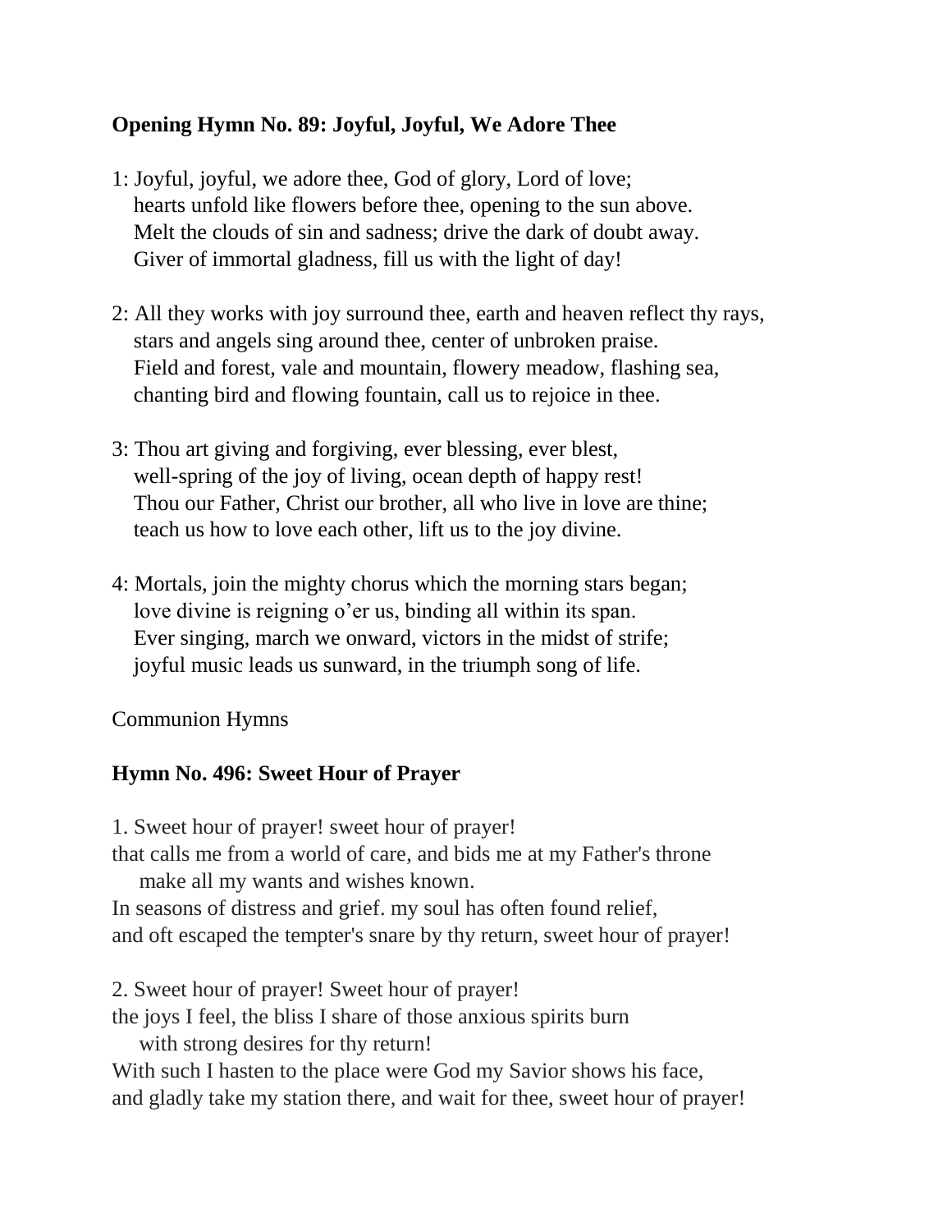**Opening Hymn No. 89: Joyful, Joyful, We Adore Thee**

1: Joyful, joyful, we adore thee, God of glory, Lord of love;
hearts unfold like flowers before thee, opening to the sun above.
Melt the clouds of sin and sadness; drive the dark of doubt away.
Giver of immortal gladness, fill us with the light of day!

2: All they works with joy surround thee, earth and heaven reflect thy rays,
stars and angels sing around thee, center of unbroken praise.
Field and forest, vale and mountain, flowery meadow, flashing sea,
chanting bird and flowing fountain, call us to rejoice in thee.

3: Thou art giving and forgiving, ever blessing, ever blest,
well-spring of the joy of living, ocean depth of happy rest!
Thou our Father, Christ our brother, all who live in love are thine;
teach us how to love each other, lift us to the joy divine.

4: Mortals, join the mighty chorus which the morning stars began;
love divine is reigning o'er us, binding all within its span.
Ever singing, march we onward, victors in the midst of strife;
joyful music leads us sunward, in the triumph song of life.

Communion Hymns

**Hymn No. 496: Sweet Hour of Prayer**

1. Sweet hour of prayer! sweet hour of prayer!
that calls me from a world of care, and bids me at my Father's throne
make all my wants and wishes known.
In seasons of distress and grief. my soul has often found relief,
and oft escaped the tempter's snare by thy return, sweet hour of prayer!

2. Sweet hour of prayer! Sweet hour of prayer!
the joys I feel, the bliss I share of those anxious spirits burn
with strong desires for thy return!
With such I hasten to the place were God my Savior shows his face,
and gladly take my station there, and wait for thee, sweet hour of prayer!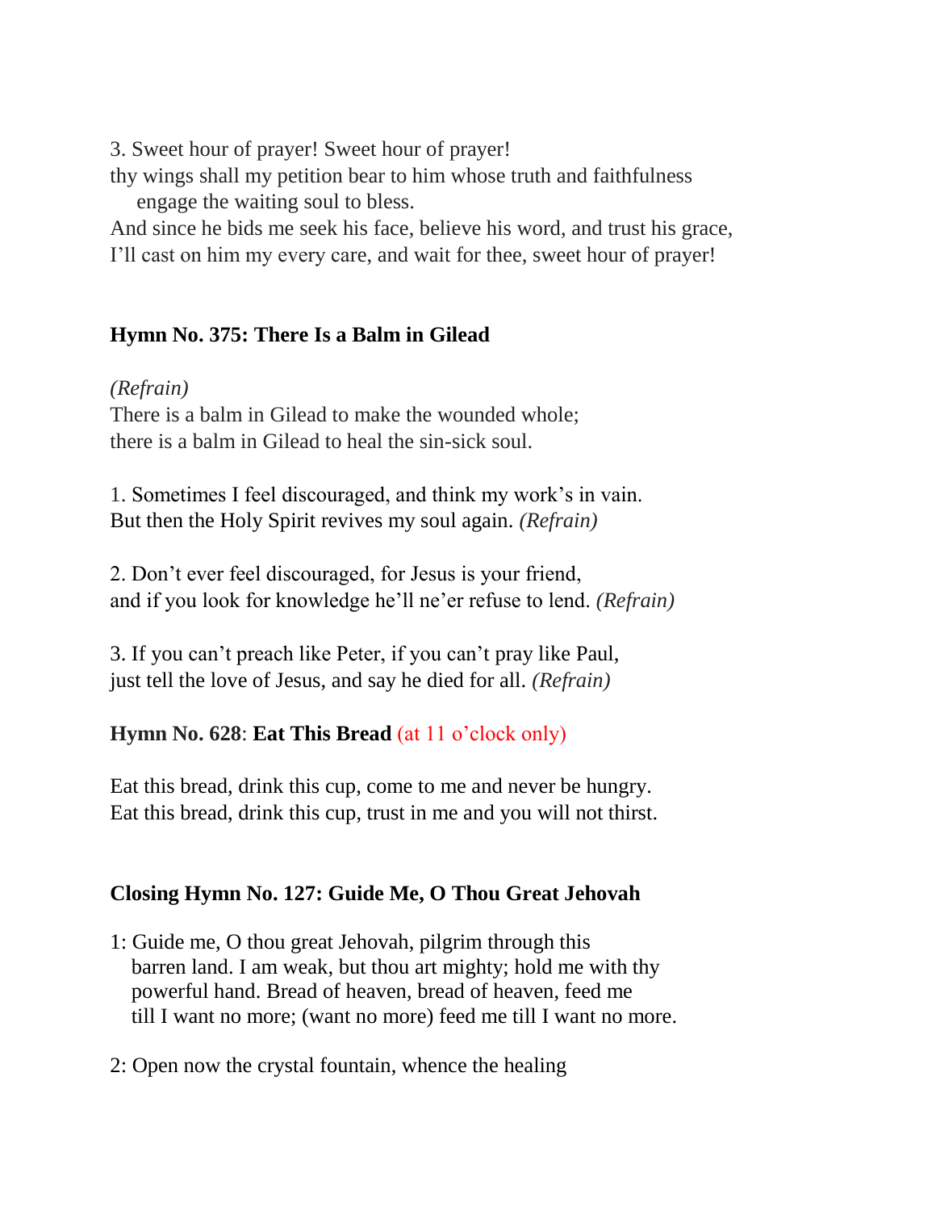3. Sweet hour of prayer! Sweet hour of prayer!
thy wings shall my petition bear to him whose truth and faithfulness
engage the waiting soul to bless.
And since he bids me seek his face, believe his word, and trust his grace,
I'll cast on him my every care, and wait for thee, sweet hour of prayer!

**Hymn No. 375: There Is a Balm in Gilead**

*(Refrain)*
There is a balm in Gilead to make the wounded whole;
there is a balm in Gilead to heal the sin-sick soul.

1. Sometimes I feel discouraged, and think my work's in vain.
But then the Holy Spirit revives my soul again. *(Refrain)*

2. Don't ever feel discouraged, for Jesus is your friend,
and if you look for knowledge he'll ne'er refuse to lend. *(Refrain)*

3. If you can't preach like Peter, if you can't pray like Paul,
just tell the love of Jesus, and say he died for all. *(Refrain)*

**Hymn No. 628**: **Eat This Bread** (at 11 o'clock only)

Eat this bread, drink this cup, come to me and never be hungry.
Eat this bread, drink this cup, trust in me and you will not thirst.

**Closing Hymn No. 127: Guide Me, O Thou Great Jehovah**

1: Guide me, O thou great Jehovah, pilgrim through this
barren land. I am weak, but thou art mighty; hold me with thy
powerful hand. Bread of heaven, bread of heaven, feed me
till I want no more; (want no more) feed me till I want no more.

2: Open now the crystal fountain, whence the healing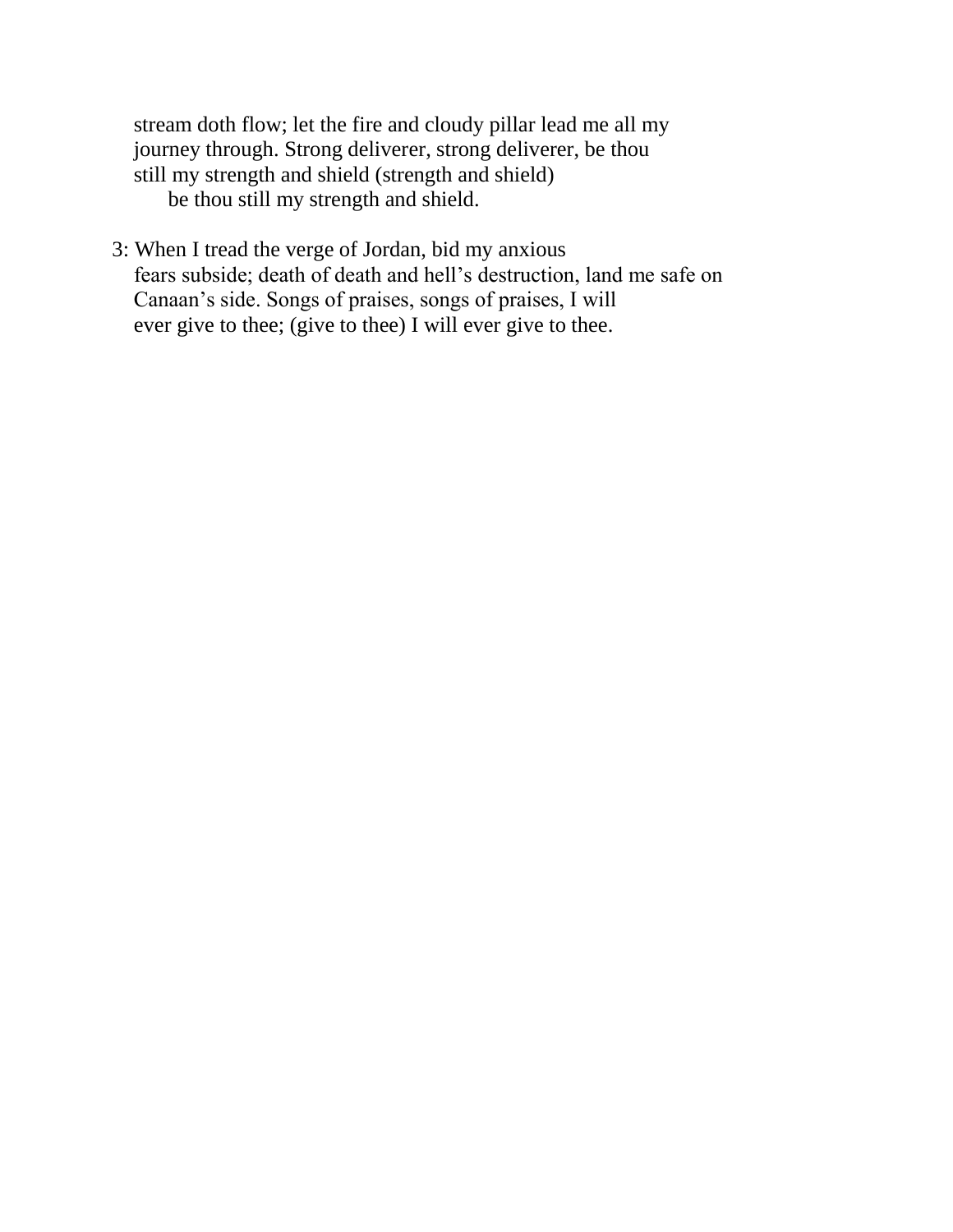stream doth flow; let the fire and cloudy pillar lead me all my journey through. Strong deliverer, strong deliverer, be thou still my strength and shield (strength and shield)
be thou still my strength and shield.

3: When I tread the verge of Jordan, bid my anxious fears subside; death of death and hell's destruction, land me safe on Canaan's side. Songs of praises, songs of praises, I will ever give to thee; (give to thee) I will ever give to thee.